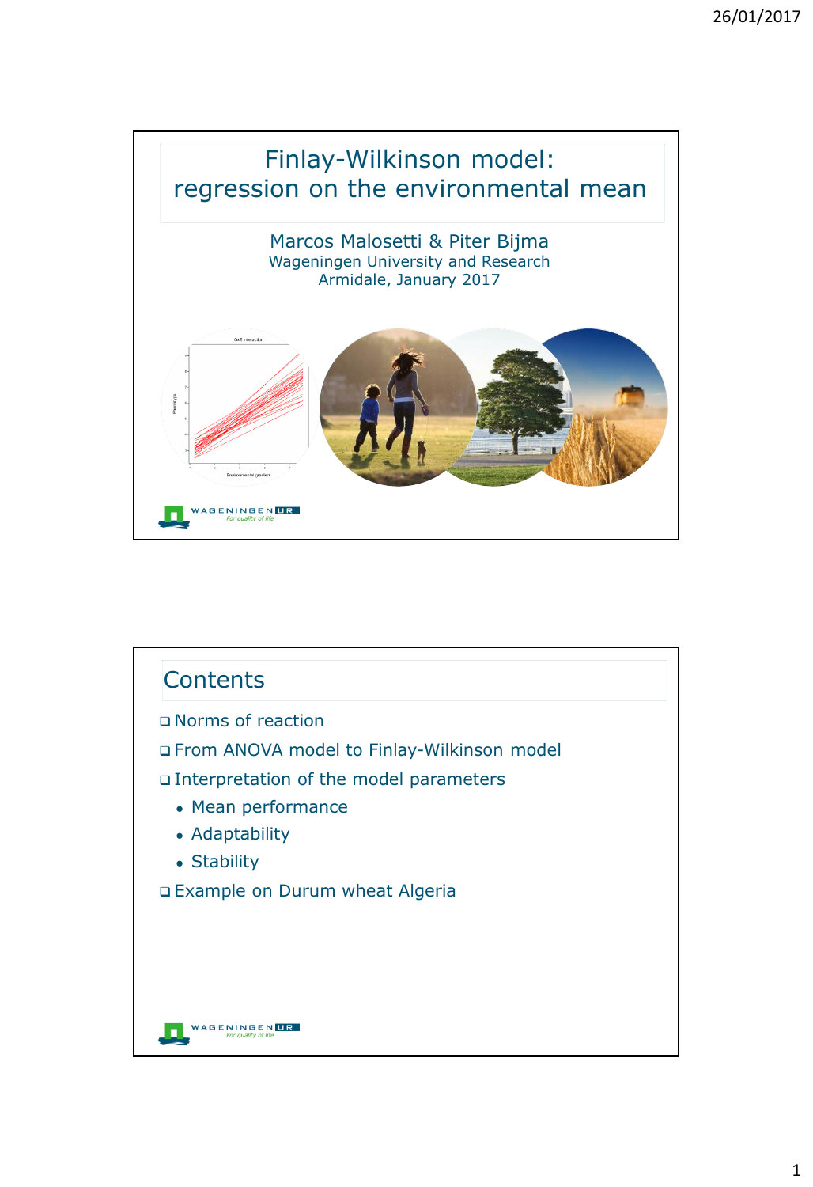# Finlay-Wilkinson model: regression on the environmental mean

Marcos Malosetti & Piter Bijma
Wageningen University and Research
Armidale, January 2017

## Contents

- Norms of reaction
- From ANOVA model to Finlay-Wilkinson model
- Interpretation of the model parameters
  - Mean performance
  - Adaptability
  - Stability
- Example on Durum wheat Algeria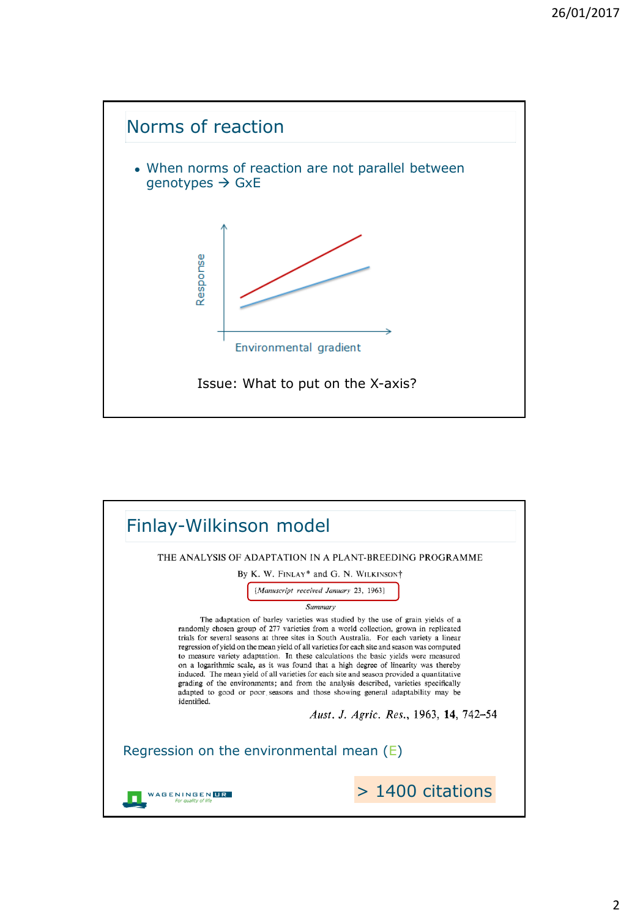## Norms of reaction

- When norms of reaction are not parallel between genotypes → GxE

Response

Environmental gradient

Issue: What to put on the X-axis?

## Finlay-Wilkinson model

THE ANALYSIS OF ADAPTATION IN A PLANT-BREEDING PROGRAMME

By K. W. Finlay* and G. N. Wilkinson†

[Manuscript received January 23, 1963]

*Summary*

The adaptation of barley varieties was studied by the use of grain yields of a randomly chosen group of 277 varieties from a world collection, grown in replicated trials for several seasons at three sites in South Australia. For each variety a linear regression of yield on the mean yield of all varieties for each site and season was computed to measure variety adaptation. In these calculations the basic yields were measured on a logarithmic scale, as it was found that a high degree of linearity was thereby induced. The mean yield of all varieties for each site and season provided a quantitative grading of the environments; and from the analysis described, varieties specifically adapted to good or poor seasons and those showing general adaptability may be identified.

*Aust. J. Agric. Res.*, 1963, **14**, 742–54

Regression on the environmental mean (E)

> 1400 citations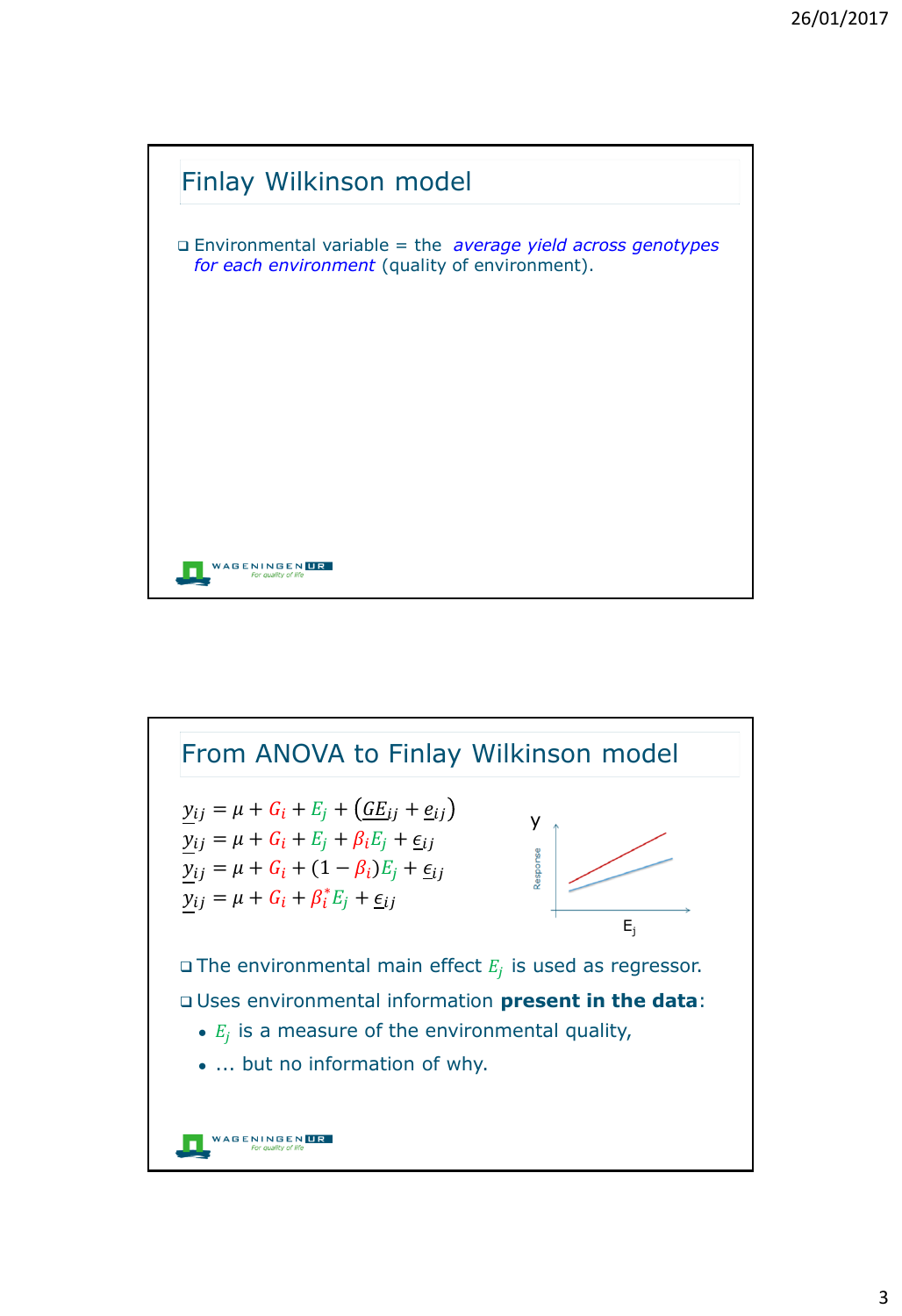## Finlay Wilkinson model

- Environmental variable = the *average yield across genotypes for each environment* (quality of environment).

## From ANOVA to Finlay Wilkinson model

$$\underline{y}_{ij} = \mu + G_i + E_j + \left(\underline{GE}_{ij} + \underline{e}_{ij}\right)$$
$$\underline{y}_{ij} = \mu + G_i + E_j + \beta_i E_j + \underline{\epsilon}_{ij}$$
$$\underline{y}_{ij} = \mu + G_i + (1 - \beta_i) E_j + \underline{\epsilon}_{ij}$$
$$\underline{y}_{ij} = \mu + G_i + \beta_i^* E_j + \underline{\epsilon}_{ij}$$

- The environmental main effect $E_j$ is used as regressor.
- Uses environmental information **present in the data**:
  - $E_j$ is a measure of the environmental quality,
  - … but no information of why.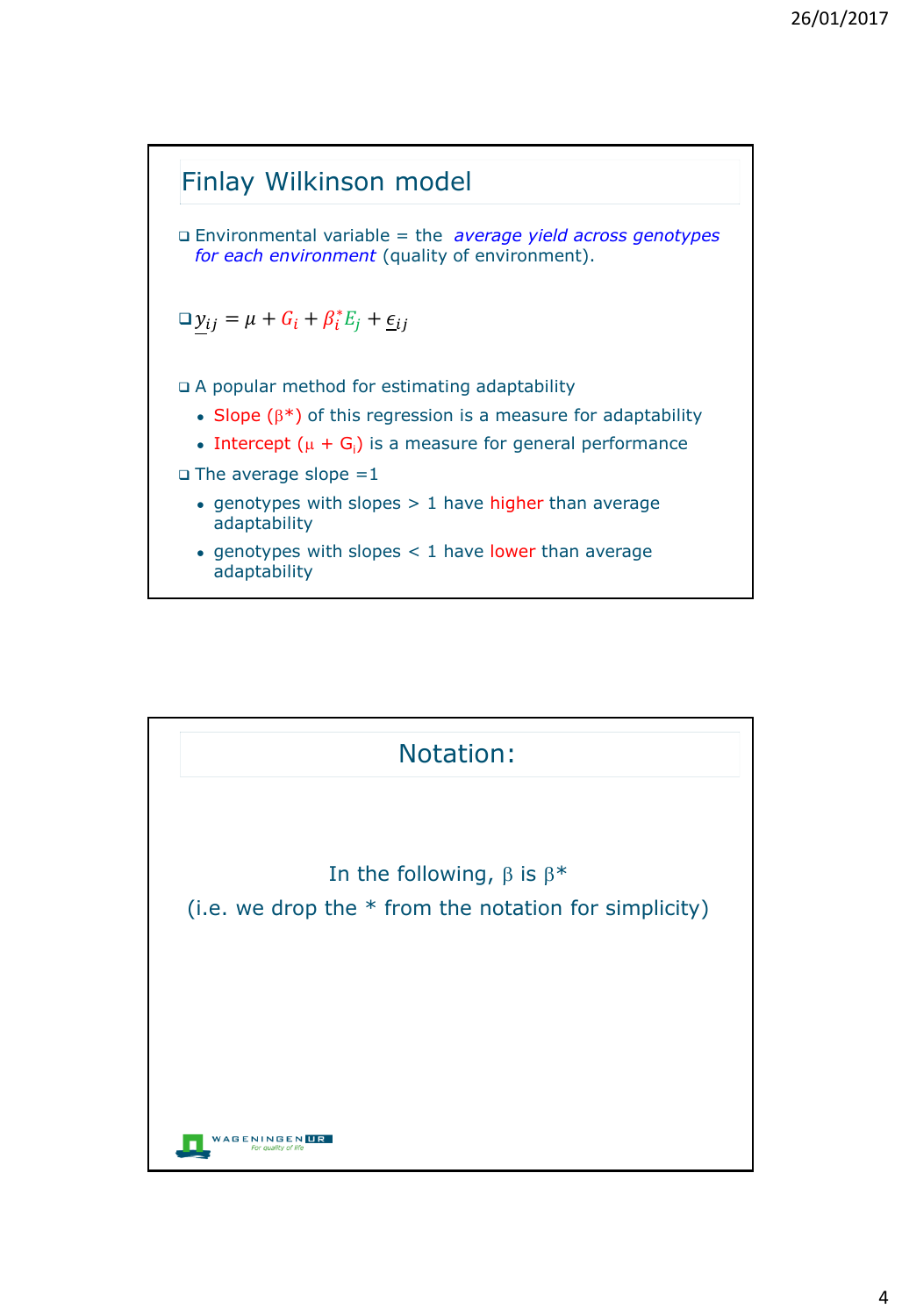## Finlay Wilkinson model

- Environmental variable = the *average yield across genotypes for each environment* (quality of environment).

- $\underline{y}_{ij} = \mu + G_i + \beta_i^* E_j + \underline{\epsilon}_{ij}$

- A popular method for estimating adaptability
  - Slope ($\beta^*$) of this regression is a measure for adaptability
  - Intercept ($\mu + G_i$) is a measure for general performance
- The average slope =1
  - genotypes with slopes > 1 have higher than average adaptability
  - genotypes with slopes < 1 have lower than average adaptability

## Notation:

In the following, $\beta$ is $\beta^*$

(i.e. we drop the * from the notation for simplicity)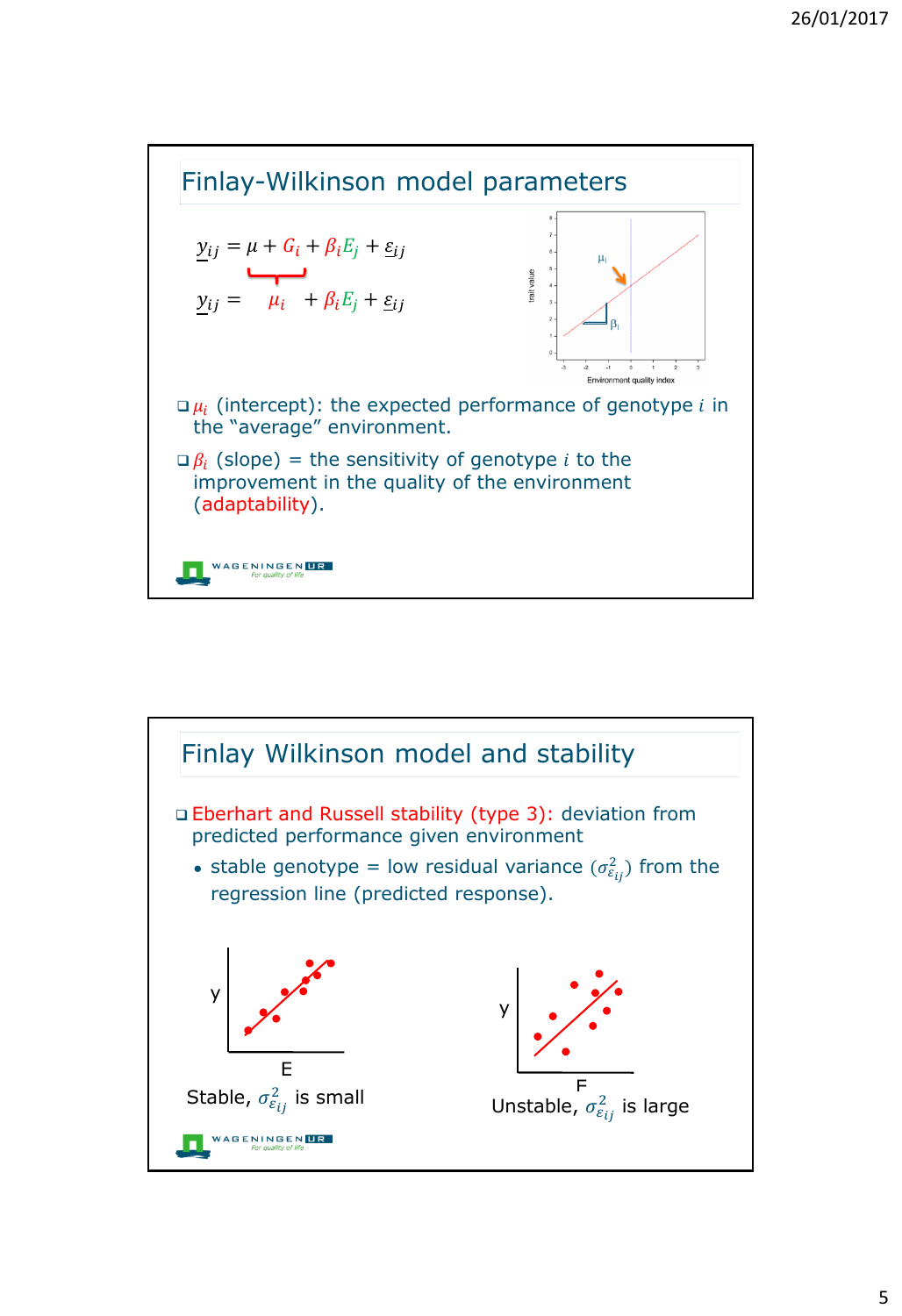## Finlay-Wilkinson model parameters

$$\underline{y}_{ij} = \mu + G_i + \beta_i E_j + \underline{\varepsilon}_{ij}$$

$$\underline{y}_{ij} = \mu_i + \beta_i E_j + \underline{\varepsilon}_{ij}$$

- $\mu_i$ (intercept): the expected performance of genotype $i$ in the "average" environment.
- $\beta_i$ (slope) = the sensitivity of genotype $i$ to the improvement in the quality of the environment (adaptability).

## Finlay Wilkinson model and stability

- Eberhart and Russell stability (type 3): deviation from predicted performance given environment
  - stable genotype = low residual variance ($\sigma^2_{\varepsilon_{ij}}$) from the regression line (predicted response).

Stable, $\sigma^2_{\varepsilon_{ij}}$ is small

Unstable, $\sigma^2_{\varepsilon_{ij}}$ is large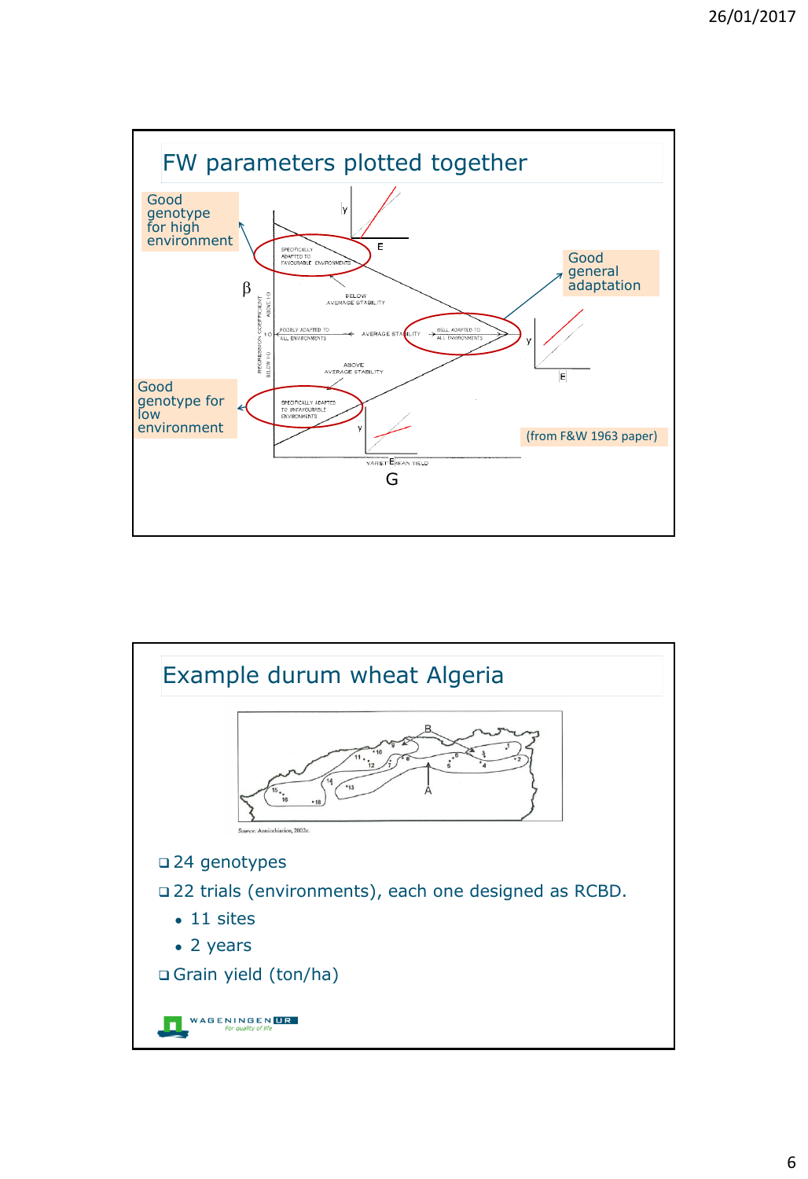## FW parameters plotted together

Good genotype for high environment

Good general adaptation

Good genotype for low environment

(from F&W 1963 paper)

β

SPECIFICALLY ADAPTED TO FAVOURABLE ENVIRONMENTS

BELOW AVERAGE STABILITY

POORLY ADAPTED TO ALL ENVIRONMENTS

AVERAGE STABILITY

WELL ADAPTED TO ALL ENVIRONMENTS

ABOVE AVERAGE STABILITY

SPECIFICALLY ADAPTED TO UNFAVOURABLE ENVIRONMENTS

VARIETY MEAN YIELD

G

## Example durum wheat Algeria

Source: Annicchiarico, 2002c.

- 24 genotypes
- 22 trials (environments), each one designed as RCBD.
  - 11 sites
  - 2 years
- Grain yield (ton/ha)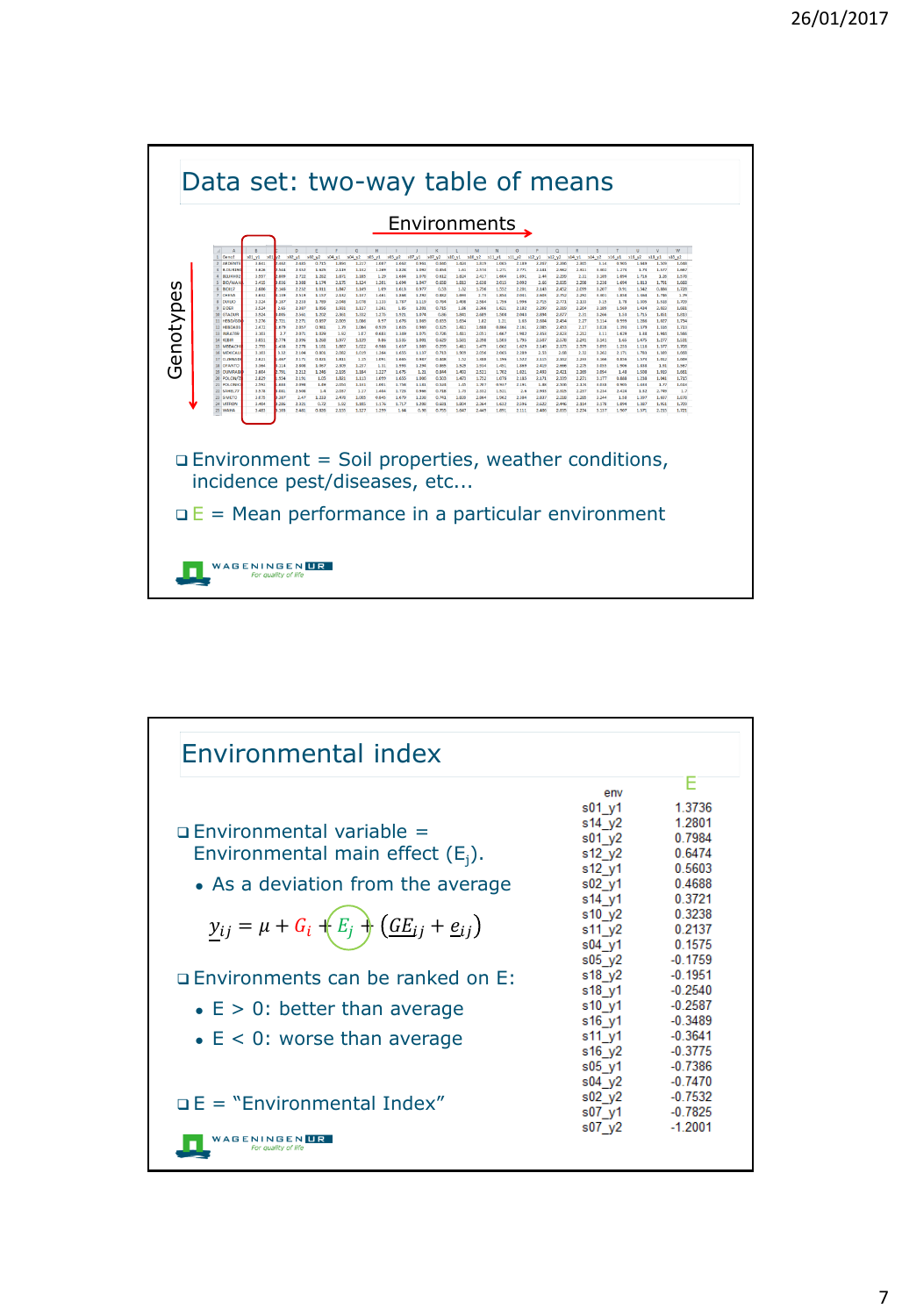## Data set: two-way table of means

Environments →

Genotypes ↓

- Environment = Soil properties, weather conditions, incidence pest/diseases, etc...
- E = Mean performance in a particular environment

## Environmental index

- Environmental variable = Environmental main effect ($E_j$).
  - As a deviation from the average

$$y_{ij} = \mu + G_i + E_j + (GE_{ij} + e_{ij})$$

- Environments can be ranked on E:
  - E > 0: better than average
  - E < 0: worse than average
- E = "Environmental Index"

| env | E |
|---|---|
| s01_y1 | 1.3736 |
| s14_y2 | 1.2801 |
| s01_y2 | 0.7984 |
| s12_y2 | 0.6474 |
| s12_y1 | 0.5603 |
| s02_y1 | 0.4688 |
| s14_y1 | 0.3721 |
| s10_y2 | 0.3238 |
| s11_y2 | 0.2137 |
| s04_y1 | 0.1575 |
| s05_y2 | -0.1759 |
| s18_y2 | -0.1951 |
| s18_y1 | -0.2540 |
| s10_y1 | -0.2587 |
| s16_y1 | -0.3489 |
| s11_y1 | -0.3641 |
| s16_y2 | -0.3775 |
| s05_y1 | -0.7386 |
| s04_y2 | -0.7470 |
| s02_y2 | -0.7532 |
| s07_y1 | -0.7825 |
| s07_y2 | -1.2001 |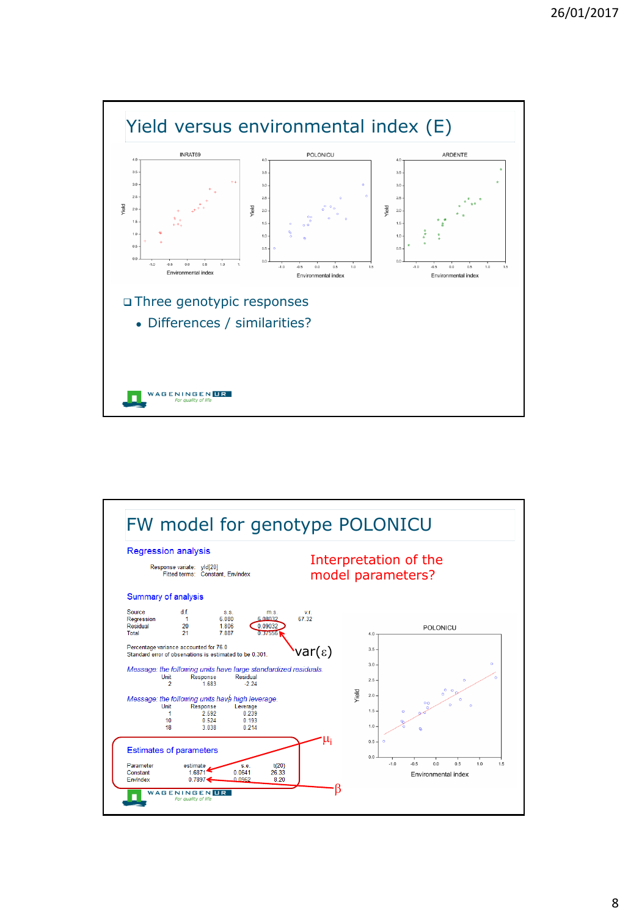# Yield versus environmental index (E)

- Three genotypic responses
  - Differences / similarities?

# FW model for genotype POLONICU

**Regression analysis**

Response variate: yld[20]
Fitted terms: Constant, EnvIndex

Interpretation of the model parameters?

**Summary of analysis**

| Source | d.f. | s.s. | m.s. | v.r. |
|---|---|---|---|---|
| Regression | 1 | 6.080 | 6.08032 | 67.32 |
| Residual | 20 | 1.806 | 0.09032 | |
| Total | 21 | 7.887 | 0.37556 | |

Percentage variance accounted for 76.0
Standard error of observations is estimated to be 0.301.

$var(\varepsilon)$

*Message: the following units have large standardized residuals.*

| Unit | Response | Residual |
|---|---|---|
| 2 | 1.683 | -2.24 |

*Message: the following units have high leverage.*

| Unit | Response | Leverage |
|---|---|---|
| 1 | 2.592 | 0.239 |
| 10 | 0.524 | 0.193 |
| 18 | 3.038 | 0.214 |

**Estimates of parameters**

| Parameter | estimate | s.e. | t(20) |
|---|---|---|---|
| Constant | 1.6871 | 0.0641 | 26.33 |
| EnvIndex | 0.7897 | 0.0962 | 8.20 |

$\mu_i$

$\beta$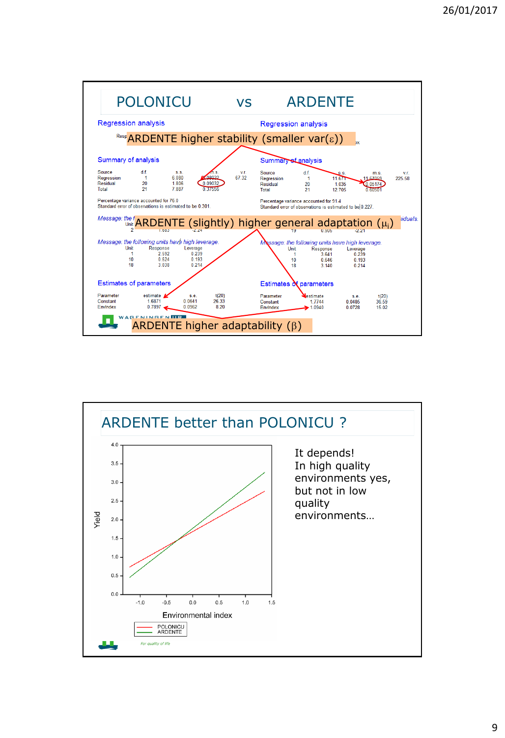# POLONICU vs ARDENTE

**POLONICU**

Regression analysis

Summary of analysis

| Source | d.f. | s.s. | m.s. | v.r. |
|---|---|---|---|---|
| Regression | 1 | 6.080 | 6.08032 | 67.32 |
| Residual | 20 | 1.806 | 0.09032 | |
| Total | 21 | 7.887 | 0.37556 | |

Percentage variance accounted for 76.0

Standard error of observations is estimated to be 0.301.

Message: the following units have high leverage.

| Unit | Response | Leverage |
|---|---|---|
| 1 | 2.592 | 0.239 |
| 10 | 0.524 | 0.193 |
| 18 | 3.038 | 0.214 |

Estimates of parameters

| Parameter | estimate | s.e. | t(20) |
|---|---|---|---|
| Constant | 1.6871 | 0.0641 | 26.33 |
| Envindex | 0.7897 | 0.0962 | 8.20 |

**ARDENTE**

Regression analysis

Summary of analysis

| Source | d.f. | s.s. | m.s. | v.r. |
|---|---|---|---|---|
| Regression | 1 | 11.671 | 11.67059 | 225.58 |
| Residual | 20 | 1.035 | 0.05174 | |
| Total | 21 | 12.705 | 0.60501 | |

Percentage variance accounted for 91.4

Standard error of observations is estimated to be 0.227.

Message: the following units have high leverage.

| Unit | Response | Leverage |
|---|---|---|
| 1 | 3.641 | 0.239 |
| 10 | 0.646 | 0.193 |
| 18 | 3.140 | 0.214 |

Estimates of parameters

| Parameter | estimate | s.e. | t(20) |
|---|---|---|---|
| Constant | 1.7744 | 0.0485 | 36.59 |
| Envindex | 1.0940 | 0.0728 | 15.02 |

ARDENTE higher stability (smaller var($\varepsilon$))

ARDENTE (slightly) higher general adaptation ($\mu_i$)

ARDENTE higher adaptability ($\beta$)

# ARDENTE better than POLONICU ?

It depends!
In high quality environments yes, but not in low quality environments…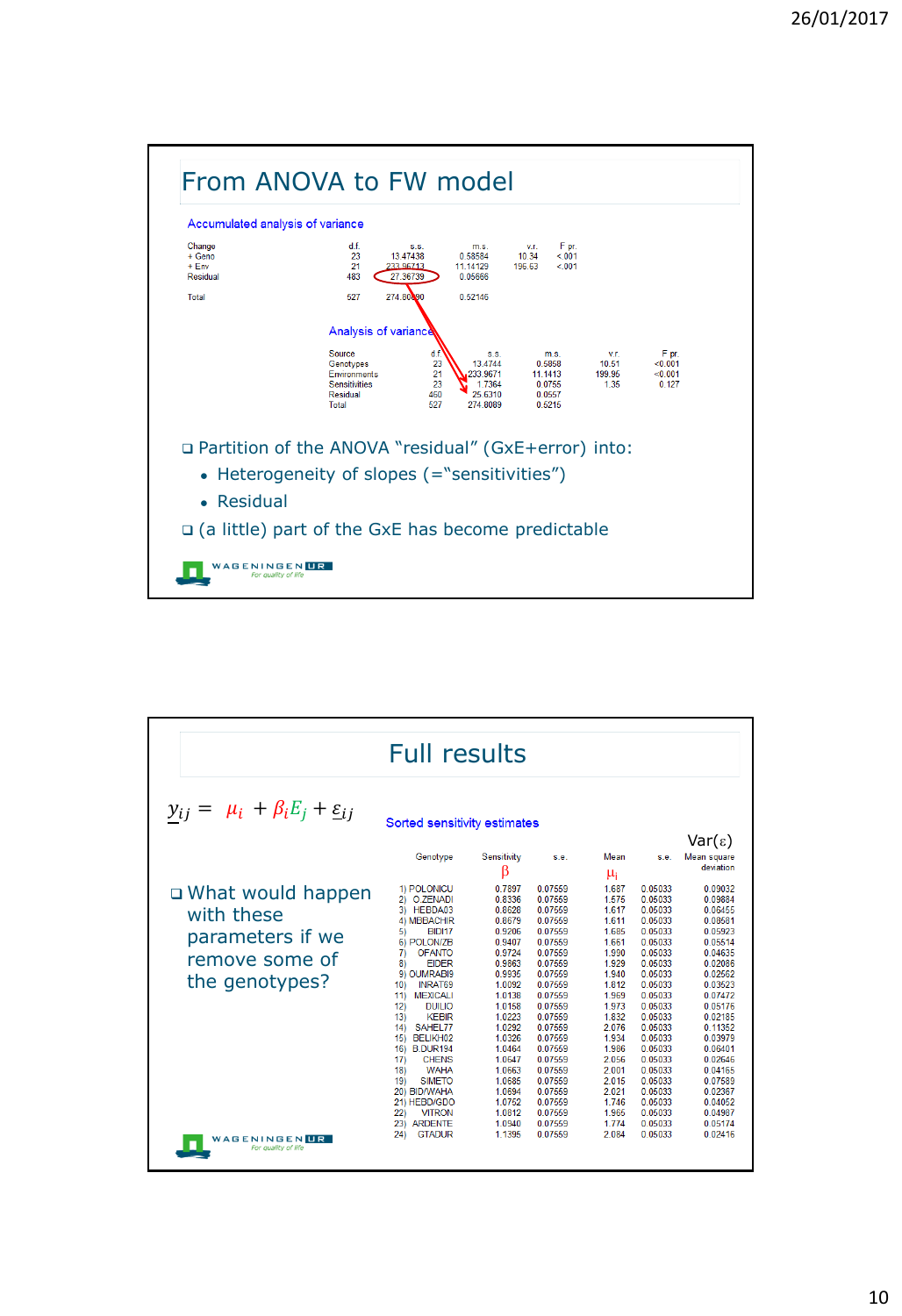## From ANOVA to FW model

**Accumulated analysis of variance**

| Change | d.f. | s.s. | m.s. | v.r. | F pr. |
|---|---|---|---|---|---|
| + Geno | 23 | 13.47438 | 0.58584 | 10.34 | <.001 |
| + Env | 21 | 233.96713 | 11.14129 | 196.63 | <.001 |
| Residual | 483 | 27.36739 | 0.05666 | | |
| Total | 527 | 274.80890 | 0.52146 | | |

**Analysis of variance**

| Source | d.f. | s.s. | m.s. | v.r. | F pr. |
|---|---|---|---|---|---|
| Genotypes | 23 | 13.4744 | 0.5858 | 10.51 | <0.001 |
| Environments | 21 | 233.9671 | 11.1413 | 199.95 | <0.001 |
| Sensitivities | 23 | 1.7364 | 0.0755 | 1.35 | 0.127 |
| Residual | 460 | 25.6310 | 0.0557 | | |
| Total | 527 | 274.8089 | 0.5215 | | |

- Partition of the ANOVA "residual" (GxE+error) into:
  - Heterogeneity of slopes (="sensitivities")
  - Residual
- (a little) part of the GxE has become predictable

## Full results

$$y_{ij} = \mu_i + \beta_i E_j + \varepsilon_{ij}$$

- What would happen with these parameters if we remove some of the genotypes?

**Sorted sensitivity estimates**

| | Genotype | Sensitivity $\beta$ | s.e. | Mean $\mu_i$ | s.e. | Mean square deviation Var($\varepsilon$) |
|---|---|---|---|---|---|---|
| 1) | POLONICU | 0.7897 | 0.07559 | 1.687 | 0.05033 | 0.09032 |
| 2) | O.ZENADI | 0.8336 | 0.07559 | 1.575 | 0.05033 | 0.09884 |
| 3) | HEBDA03 | 0.8628 | 0.07559 | 1.617 | 0.05033 | 0.06455 |
| 4) | MBBACHIR | 0.8679 | 0.07559 | 1.611 | 0.05033 | 0.08681 |
| 5) | BIDI17 | 0.9206 | 0.07559 | 1.685 | 0.05033 | 0.05923 |
| 6) | POLON/ZB | 0.9407 | 0.07559 | 1.661 | 0.05033 | 0.05514 |
| 7) | OFANTO | 0.9724 | 0.07559 | 1.990 | 0.05033 | 0.04635 |
| 8) | EIDER | 0.9863 | 0.07559 | 1.929 | 0.05033 | 0.02086 |
| 9) | OUMRABI9 | 0.9935 | 0.07559 | 1.940 | 0.05033 | 0.02562 |
| 10) | INRAT69 | 1.0092 | 0.07559 | 1.812 | 0.05033 | 0.03623 |
| 11) | MEXICALI | 1.0138 | 0.07559 | 1.969 | 0.05033 | 0.07472 |
| 12) | DUILIO | 1.0158 | 0.07559 | 1.973 | 0.05033 | 0.05176 |
| 13) | KEBIR | 1.0223 | 0.07559 | 1.832 | 0.05033 | 0.02185 |
| 14) | SAHEL77 | 1.0292 | 0.07559 | 2.076 | 0.05033 | 0.11352 |
| 15) | BELIKH02 | 1.0326 | 0.07559 | 1.934 | 0.05033 | 0.03979 |
| 16) | B.DUR194 | 1.0464 | 0.07559 | 1.986 | 0.05033 | 0.06401 |
| 17) | CHENS | 1.0647 | 0.07559 | 2.056 | 0.05033 | 0.02646 |
| 18) | WAHA | 1.0663 | 0.07559 | 2.001 | 0.05033 | 0.04165 |
| 19) | SIMETO | 1.0685 | 0.07559 | 2.015 | 0.05033 | 0.07589 |
| 20) | BID/WAHA | 1.0694 | 0.07559 | 2.021 | 0.05033 | 0.02367 |
| 21) | HEBD/GDO | 1.0752 | 0.07559 | 1.746 | 0.05033 | 0.04052 |
| 22) | VITRON | 1.0812 | 0.07559 | 1.965 | 0.05033 | 0.04987 |
| 23) | ARDENTE | 1.0940 | 0.07559 | 1.774 | 0.05033 | 0.05174 |
| 24) | GTADUR | 1.1395 | 0.07559 | 2.084 | 0.05033 | 0.02416 |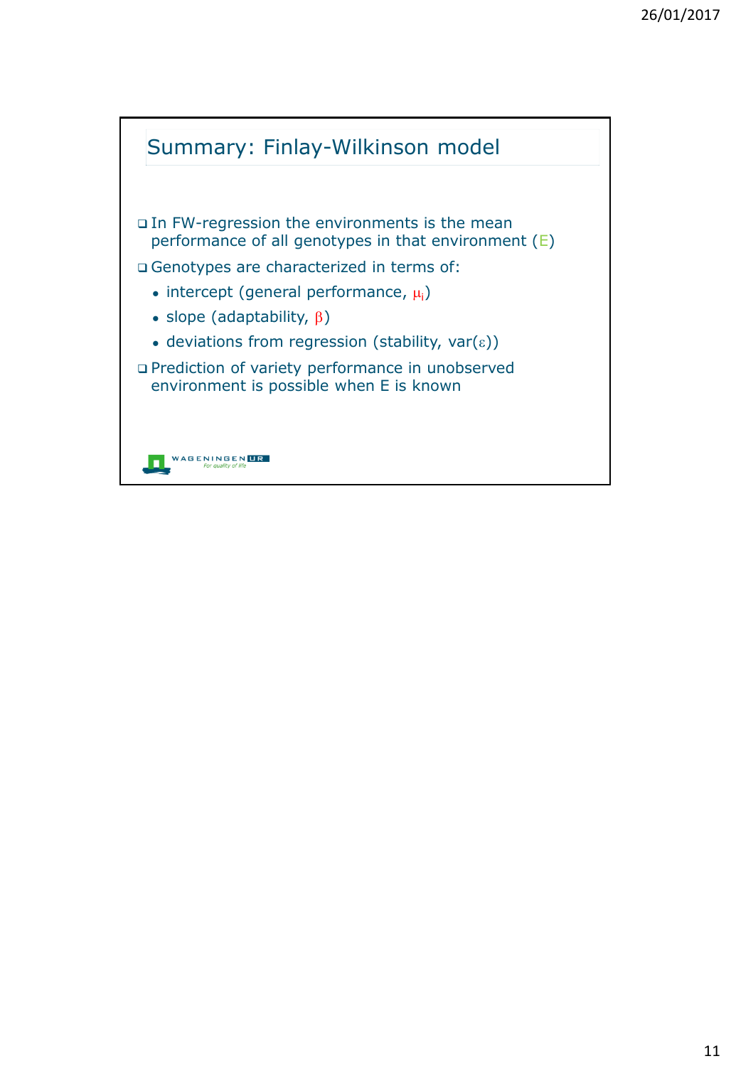## Summary: Finlay-Wilkinson model

- In FW-regression the environments is the mean performance of all genotypes in that environment ($E$)
- Genotypes are characterized in terms of:
  - intercept (general performance, $\mu_i$)
  - slope (adaptability, $\beta$)
  - deviations from regression (stability, $var(\varepsilon)$)
- Prediction of variety performance in unobserved environment is possible when E is known